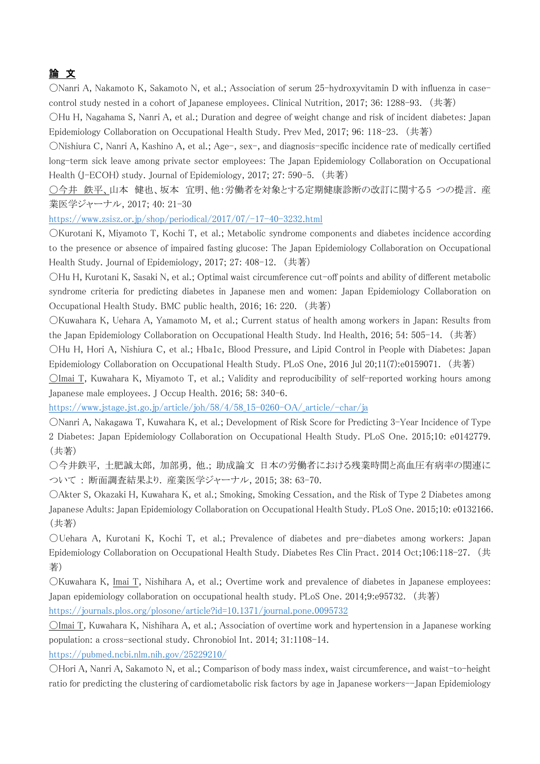**論 文**

〇Nanri A, Nakamoto K, Sakamoto N, et al.; Association of serum 25-hydroxyvitamin D with influenza in case-control study nested in a cohort of Japanese employees. Clinical Nutrition, 2017; 36: 1288-93. （共著）

〇Hu H, Nagahama S, Nanri A, et al.; Duration and degree of weight change and risk of incident diabetes: Japan Epidemiology Collaboration on Occupational Health Study. Prev Med, 2017; 96: 118-23. （共著）

〇Nishiura C, Nanri A, Kashino A, et al.; Age-, sex-, and diagnosis-specific incidence rate of medically certified long-term sick leave among private sector employees: The Japan Epidemiology Collaboration on Occupational Health (J-ECOH) study. Journal of Epidemiology, 2017; 27: 590-5. （共著）

〇今井 鉄平、山本 健也、坂本 宣明、他：労働者を対象とする定期健康診断の改訂に関する5 つの提言．産業医学ジャーナル, 2017; 40: 21-30

https://www.zsisz.or.jp/shop/periodical/2017/07/-17-40-3232.html

〇Kurotani K, Miyamoto T, Kochi T, et al.; Metabolic syndrome components and diabetes incidence according to the presence or absence of impaired fasting glucose: The Japan Epidemiology Collaboration on Occupational Health Study. Journal of Epidemiology, 2017; 27: 408-12. （共著）

〇Hu H, Kurotani K, Sasaki N, et al.; Optimal waist circumference cut-off points and ability of different metabolic syndrome criteria for predicting diabetes in Japanese men and women: Japan Epidemiology Collaboration on Occupational Health Study. BMC public health, 2016; 16: 220. （共著）

〇Kuwahara K, Uehara A, Yamamoto M, et al.; Current status of health among workers in Japan: Results from the Japan Epidemiology Collaboration on Occupational Health Study. Ind Health, 2016; 54: 505-14. （共著）

〇Hu H, Hori A, Nishiura C, et al.; Hba1c, Blood Pressure, and Lipid Control in People with Diabetes: Japan Epidemiology Collaboration on Occupational Health Study. PLoS One, 2016 Jul 20;11(7):e0159071. （共著）

〇Imai T, Kuwahara K, Miyamoto T, et al.; Validity and reproducibility of self-reported working hours among Japanese male employees. J Occup Health. 2016; 58: 340-6.

https://www.jstage.jst.go.jp/article/joh/58/4/58_15-0260-OA/_article/-char/ja

〇Nanri A, Nakagawa T, Kuwahara K, et al.; Development of Risk Score for Predicting 3-Year Incidence of Type 2 Diabetes: Japan Epidemiology Collaboration on Occupational Health Study. PLoS One. 2015;10: e0142779. （共著）

〇今井鉄平，土肥誠太郎，加部勇，他.; 助成論文 日本の労働者における残業時間と高血圧有病率の関連について ： 断面調査結果より．産業医学ジャーナル, 2015; 38: 63-70.

〇Akter S, Okazaki H, Kuwahara K, et al.; Smoking, Smoking Cessation, and the Risk of Type 2 Diabetes among Japanese Adults: Japan Epidemiology Collaboration on Occupational Health Study. PLoS One. 2015;10: e0132166. （共著）

〇Uehara A, Kurotani K, Kochi T, et al.; Prevalence of diabetes and pre-diabetes among workers: Japan Epidemiology Collaboration on Occupational Health Study. Diabetes Res Clin Pract. 2014 Oct;106:118-27. （共著）

〇Kuwahara K, Imai T, Nishihara A, et al.; Overtime work and prevalence of diabetes in Japanese employees: Japan epidemiology collaboration on occupational health study. PLoS One. 2014;9:e95732. （共著）

https://journals.plos.org/plosone/article?id=10.1371/journal.pone.0095732

〇Imai T, Kuwahara K, Nishihara A, et al.; Association of overtime work and hypertension in a Japanese working population: a cross-sectional study. Chronobiol Int. 2014; 31:1108-14.

https://pubmed.ncbi.nlm.nih.gov/25229210/

〇Hori A, Nanri A, Sakamoto N, et al.; Comparison of body mass index, waist circumference, and waist-to-height ratio for predicting the clustering of cardiometabolic risk factors by age in Japanese workers--Japan Epidemiology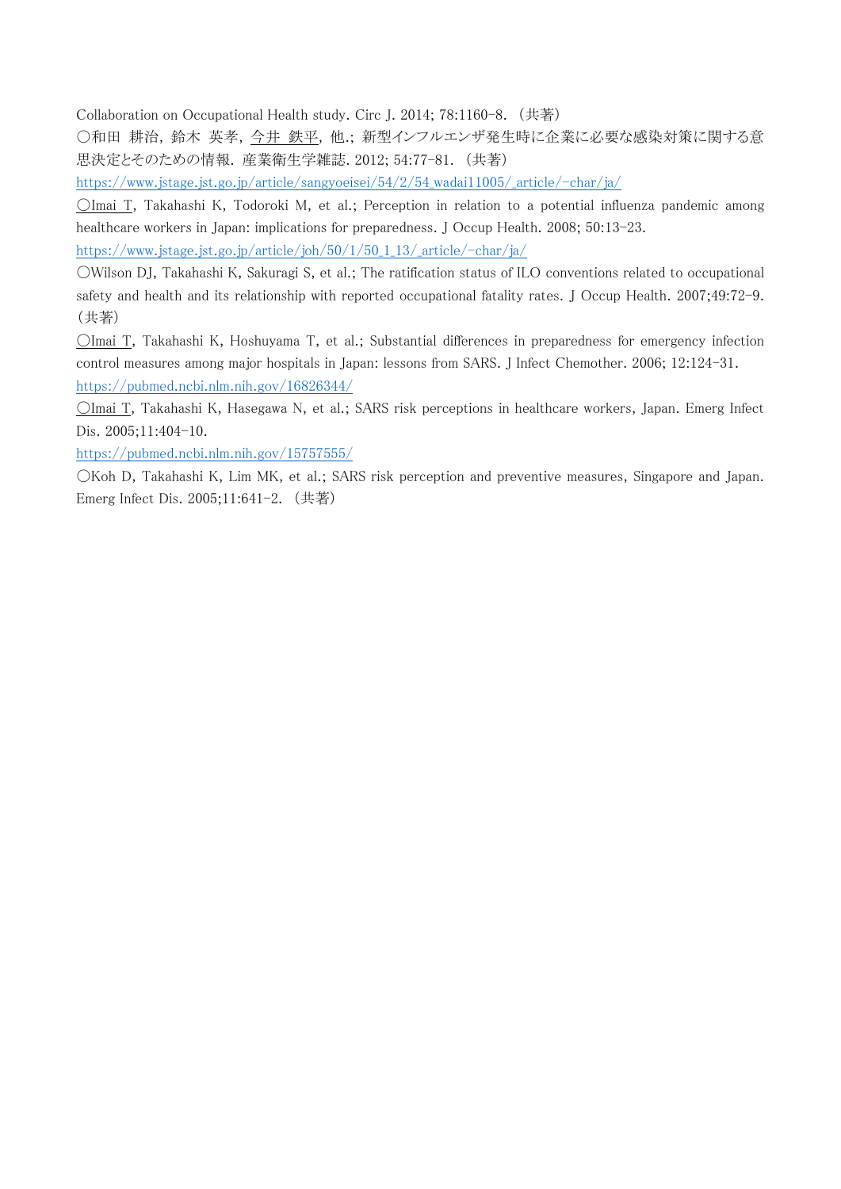Collaboration on Occupational Health study. Circ J. 2014; 78:1160-8. （共著）

○和田 耕治，鈴木 英孝，今井 鉄平，他.；新型インフルエンザ発生時に企業に必要な感染対策に関する意思決定とそのための情報．産業衛生学雑誌. 2012; 54:77-81. （共著）

https://www.jstage.jst.go.jp/article/sangyoeisei/54/2/54_wadai11005/_article/-char/ja/

○Imai T, Takahashi K, Todoroki M, et al.; Perception in relation to a potential influenza pandemic among healthcare workers in Japan: implications for preparedness. J Occup Health. 2008; 50:13-23.

https://www.jstage.jst.go.jp/article/joh/50/1/50_1_13/_article/-char/ja/

○Wilson DJ, Takahashi K, Sakuragi S, et al.; The ratification status of ILO conventions related to occupational safety and health and its relationship with reported occupational fatality rates. J Occup Health. 2007;49:72-9. （共著）

○Imai T, Takahashi K, Hoshuyama T, et al.; Substantial differences in preparedness for emergency infection control measures among major hospitals in Japan: lessons from SARS. J Infect Chemother. 2006; 12:124-31.

https://pubmed.ncbi.nlm.nih.gov/16826344/

○Imai T, Takahashi K, Hasegawa N, et al.; SARS risk perceptions in healthcare workers, Japan. Emerg Infect Dis. 2005;11:404-10.

https://pubmed.ncbi.nlm.nih.gov/15757555/

○Koh D, Takahashi K, Lim MK, et al.; SARS risk perception and preventive measures, Singapore and Japan. Emerg Infect Dis. 2005;11:641-2. （共著）